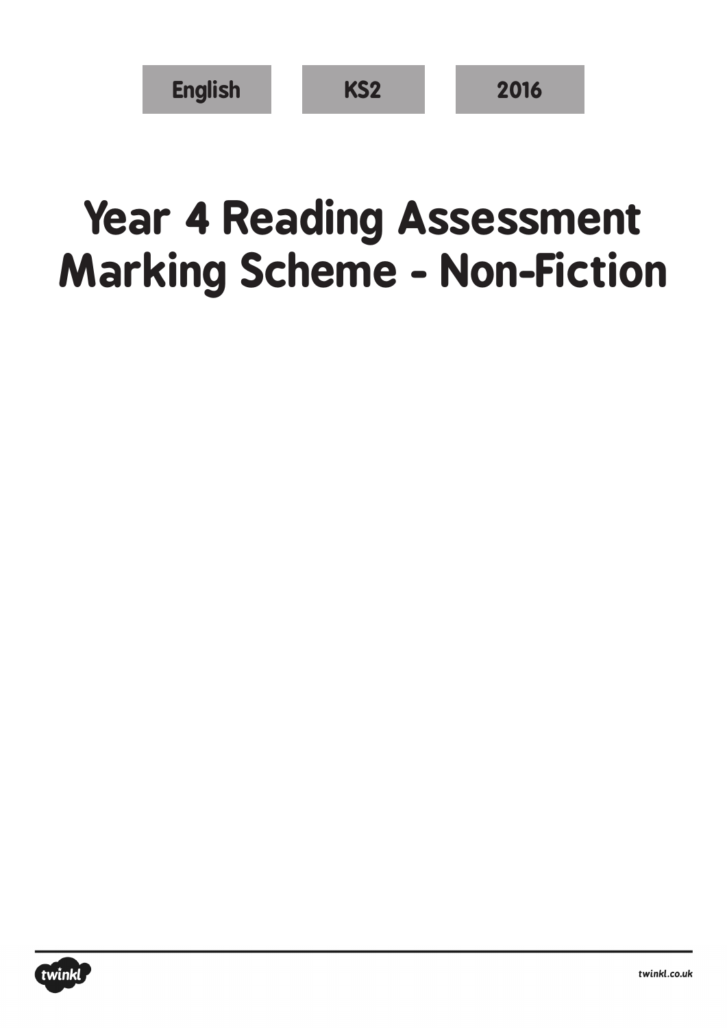English | KS2 | 2016

# Year 4 Reading Assessment Marking Scheme - Non-Fiction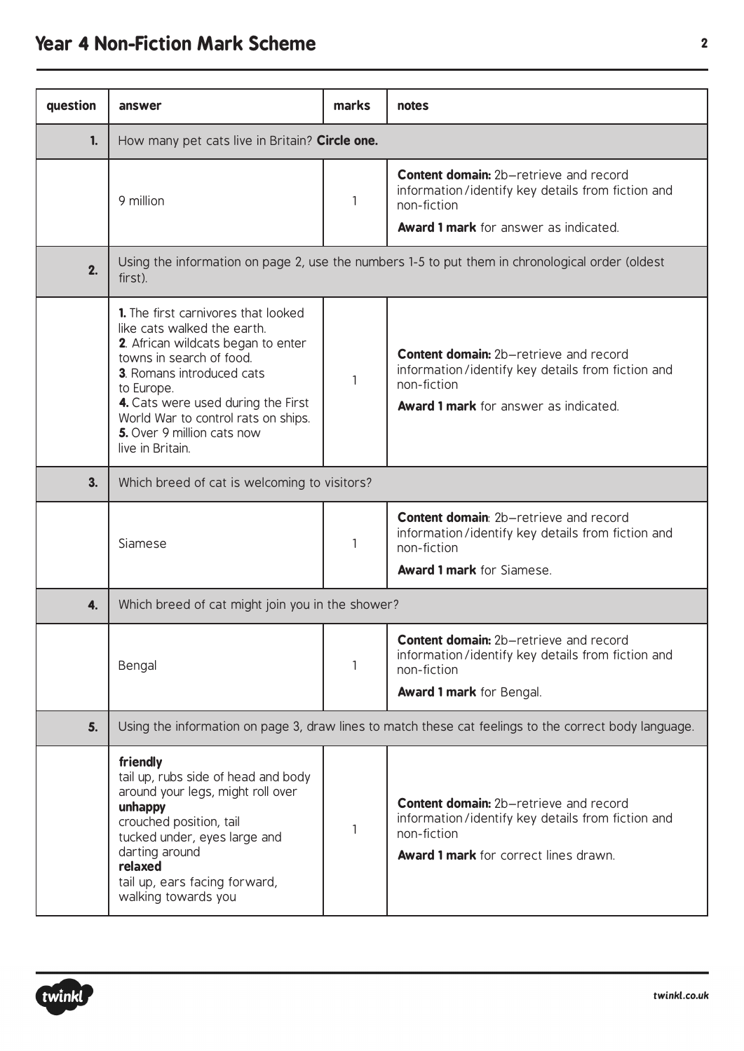## Year 4 Non-Fiction Mark Scheme

| question | answer | marks | notes |
|---|---|---|---|
| **1.** | How many pet cats live in Britain? **Circle one.** | | |
| | 9 million | 1 | **Content domain:** 2b–retrieve and record information/identify key details from fiction and non-fiction<br>**Award 1 mark** for answer as indicated. |
| **2.** | Using the information on page 2, use the numbers 1-5 to put them in chronological order (oldest first). | | |
| | **1.** The first carnivores that looked like cats walked the earth.<br>**2**. African wildcats began to enter towns in search of food.<br>**3**. Romans introduced cats to Europe.<br>**4.** Cats were used during the First World War to control rats on ships.<br>**5.** Over 9 million cats now live in Britain. | 1 | **Content domain:** 2b–retrieve and record information/identify key details from fiction and non-fiction<br>**Award 1 mark** for answer as indicated. |
| **3.** | Which breed of cat is welcoming to visitors? | | |
| | Siamese | 1 | **Content domain**: 2b–retrieve and record information/identify key details from fiction and non-fiction<br>**Award 1 mark** for Siamese. |
| **4.** | Which breed of cat might join you in the shower? | | |
| | Bengal | 1 | **Content domain:** 2b–retrieve and record information/identify key details from fiction and non-fiction<br>**Award 1 mark** for Bengal. |
| **5.** | Using the information on page 3, draw lines to match these cat feelings to the correct body language. | | |
| | **friendly**<br>tail up, rubs side of head and body around your legs, might roll over<br>**unhappy**<br>crouched position, tail tucked under, eyes large and darting around<br>**relaxed**<br>tail up, ears facing forward, walking towards you | 1 | **Content domain:** 2b–retrieve and record information/identify key details from fiction and non-fiction<br>**Award 1 mark** for correct lines drawn. |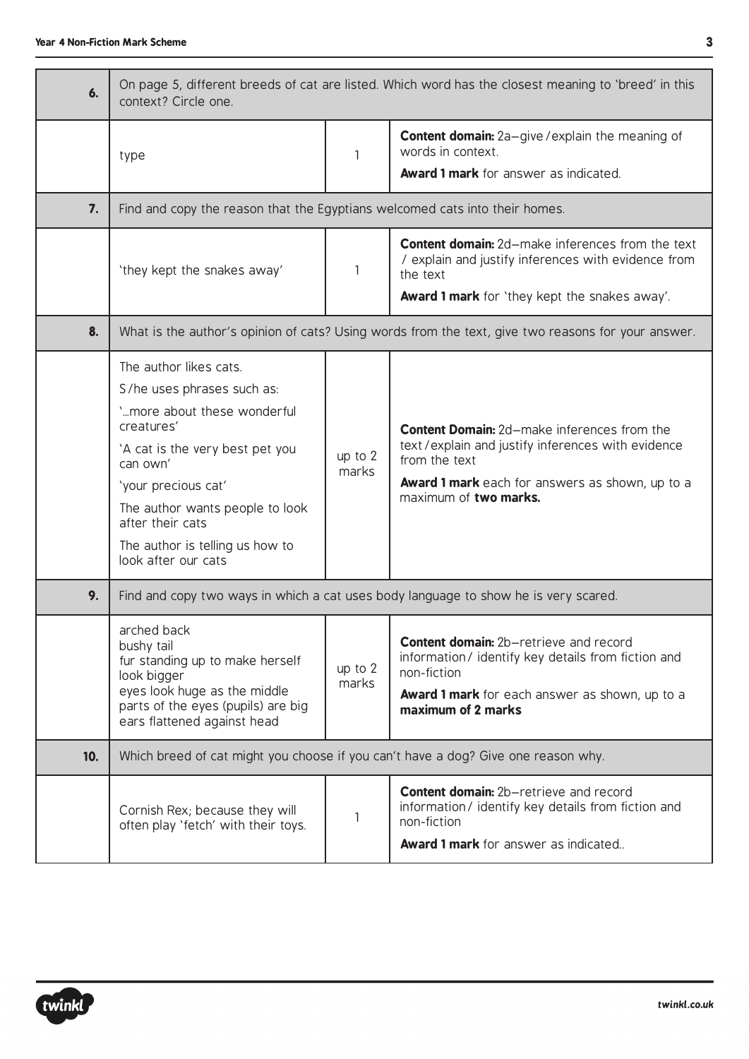| | | | |
|---|---|---|---|
| **6.** | On page 5, different breeds of cat are listed. Which word has the closest meaning to 'breed' in this context? Circle one. | | |
| | type | 1 | **Content domain:** 2a–give / explain the meaning of words in context.<br>**Award 1 mark** for answer as indicated. |
| **7.** | Find and copy the reason that the Egyptians welcomed cats into their homes. | | |
| | 'they kept the snakes away' | 1 | **Content domain:** 2d–make inferences from the text / explain and justify inferences with evidence from the text<br>**Award 1 mark** for 'they kept the snakes away'. |
| **8.** | What is the author's opinion of cats? Using words from the text, give two reasons for your answer. | | |
| | The author likes cats.<br>S/he uses phrases such as:<br>'...more about these wonderful creatures'<br>'A cat is the very best pet you can own'<br>'your precious cat'<br>The author wants people to look after their cats<br>The author is telling us how to look after our cats | up to 2 marks | **Content Domain:** 2d–make inferences from the text / explain and justify inferences with evidence from the text<br>**Award 1 mark** each for answers as shown, up to a maximum of **two marks.** |
| **9.** | Find and copy two ways in which a cat uses body language to show he is very scared. | | |
| | arched back<br>bushy tail<br>fur standing up to make herself look bigger<br>eyes look huge as the middle parts of the eyes (pupils) are big<br>ears flattened against head | up to 2 marks | **Content domain:** 2b–retrieve and record information / identify key details from fiction and non-fiction<br>**Award 1 mark** for each answer as shown, up to a **maximum of 2 marks** |
| **10.** | Which breed of cat might you choose if you can't have a dog? Give one reason why. | | |
| | Cornish Rex; because they will often play 'fetch' with their toys. | 1 | **Content domain:** 2b–retrieve and record information / identify key details from fiction and non-fiction<br>**Award 1 mark** for answer as indicated.. |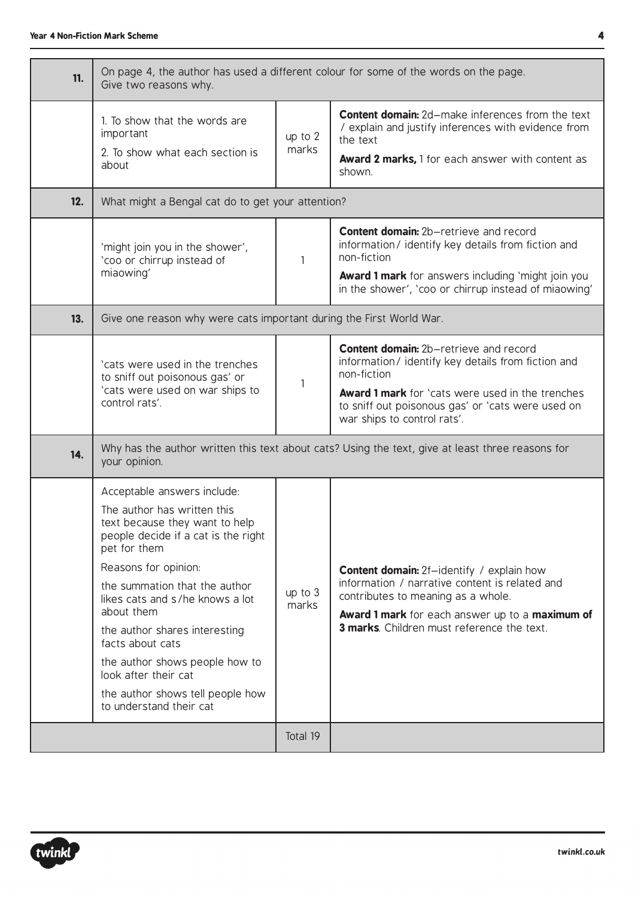| | | | |
|---|---|---|---|
| **11.** | On page 4, the author has used a different colour for some of the words on the page. Give two reasons why. | | |
| | 1. To show that the words are important<br>2. To show what each section is about | up to 2 marks | **Content domain:** 2d–make inferences from the text / explain and justify inferences with evidence from the text<br>**Award 2 marks,** 1 for each answer with content as shown. |
| **12.** | What might a Bengal cat do to get your attention? | | |
| | 'might join you in the shower', 'coo or chirrup instead of miaowing' | 1 | **Content domain:** 2b–retrieve and record information/ identify key details from fiction and non-fiction<br>**Award 1 mark** for answers including 'might join you in the shower', 'coo or chirrup instead of miaowing' |
| **13.** | Give one reason why were cats important during the First World War. | | |
| | 'cats were used in the trenches to sniff out poisonous gas' or 'cats were used on war ships to control rats'. | 1 | **Content domain:** 2b–retrieve and record information/ identify key details from fiction and non-fiction<br>**Award 1 mark** for 'cats were used in the trenches to sniff out poisonous gas' or 'cats were used on war ships to control rats'. |
| **14.** | Why has the author written this text about cats? Using the text, give at least three reasons for your opinion. | | |
| | Acceptable answers include:<br>The author has written this text because they want to help people decide if a cat is the right pet for them<br>Reasons for opinion:<br>the summation that the author likes cats and s/he knows a lot about them<br>the author shares interesting facts about cats<br>the author shows people how to look after their cat<br>the author shows tell people how to understand their cat | up to 3 marks | **Content domain:** 2f–identify / explain how information / narrative content is related and contributes to meaning as a whole.<br>**Award 1 mark** for each answer up to a **maximum of 3 marks**. Children must reference the text. |
| | | Total 19 | |